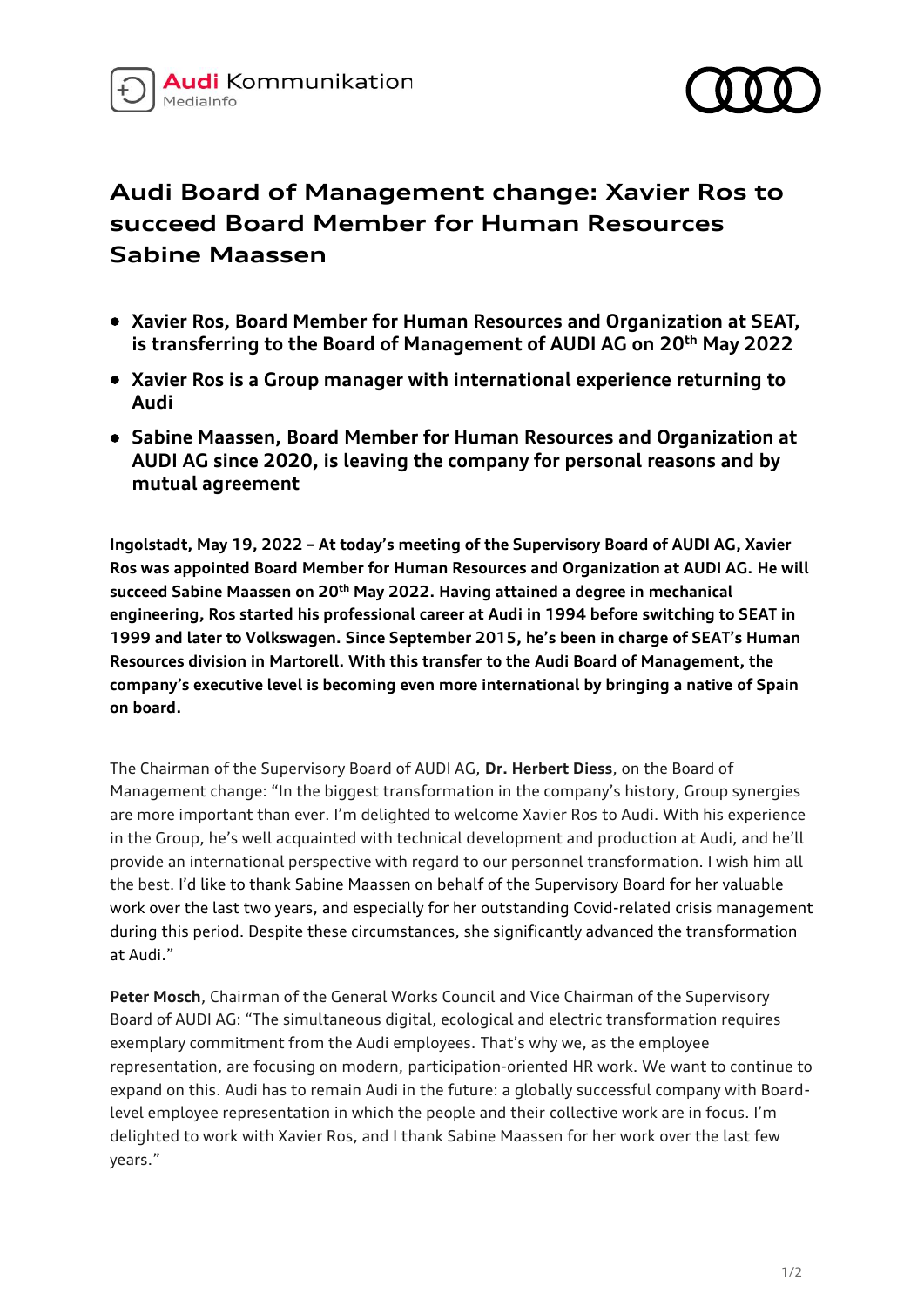Audi Kommunikation
MediaInfo

# Audi Board of Management change: Xavier Ros to succeed Board Member for Human Resources Sabine Maassen

- **Xavier Ros, Board Member for Human Resources and Organization at SEAT, is transferring to the Board of Management of AUDI AG on 20th May 2022**
- **Xavier Ros is a Group manager with international experience returning to Audi**
- **Sabine Maassen, Board Member for Human Resources and Organization at AUDI AG since 2020, is leaving the company for personal reasons and by mutual agreement**

**Ingolstadt, May 19, 2022 – At today's meeting of the Supervisory Board of AUDI AG, Xavier Ros was appointed Board Member for Human Resources and Organization at AUDI AG. He will succeed Sabine Maassen on 20th May 2022. Having attained a degree in mechanical engineering, Ros started his professional career at Audi in 1994 before switching to SEAT in 1999 and later to Volkswagen. Since September 2015, he's been in charge of SEAT's Human Resources division in Martorell. With this transfer to the Audi Board of Management, the company's executive level is becoming even more international by bringing a native of Spain on board.**

The Chairman of the Supervisory Board of AUDI AG, **Dr. Herbert Diess**, on the Board of Management change: "In the biggest transformation in the company's history, Group synergies are more important than ever. I'm delighted to welcome Xavier Ros to Audi. With his experience in the Group, he's well acquainted with technical development and production at Audi, and he'll provide an international perspective with regard to our personnel transformation. I wish him all the best. I'd like to thank Sabine Maassen on behalf of the Supervisory Board for her valuable work over the last two years, and especially for her outstanding Covid-related crisis management during this period. Despite these circumstances, she significantly advanced the transformation at Audi."

**Peter Mosch**, Chairman of the General Works Council and Vice Chairman of the Supervisory Board of AUDI AG: "The simultaneous digital, ecological and electric transformation requires exemplary commitment from the Audi employees. That's why we, as the employee representation, are focusing on modern, participation-oriented HR work. We want to continue to expand on this. Audi has to remain Audi in the future: a globally successful company with Board-level employee representation in which the people and their collective work are in focus. I'm delighted to work with Xavier Ros, and I thank Sabine Maassen for her work over the last few years."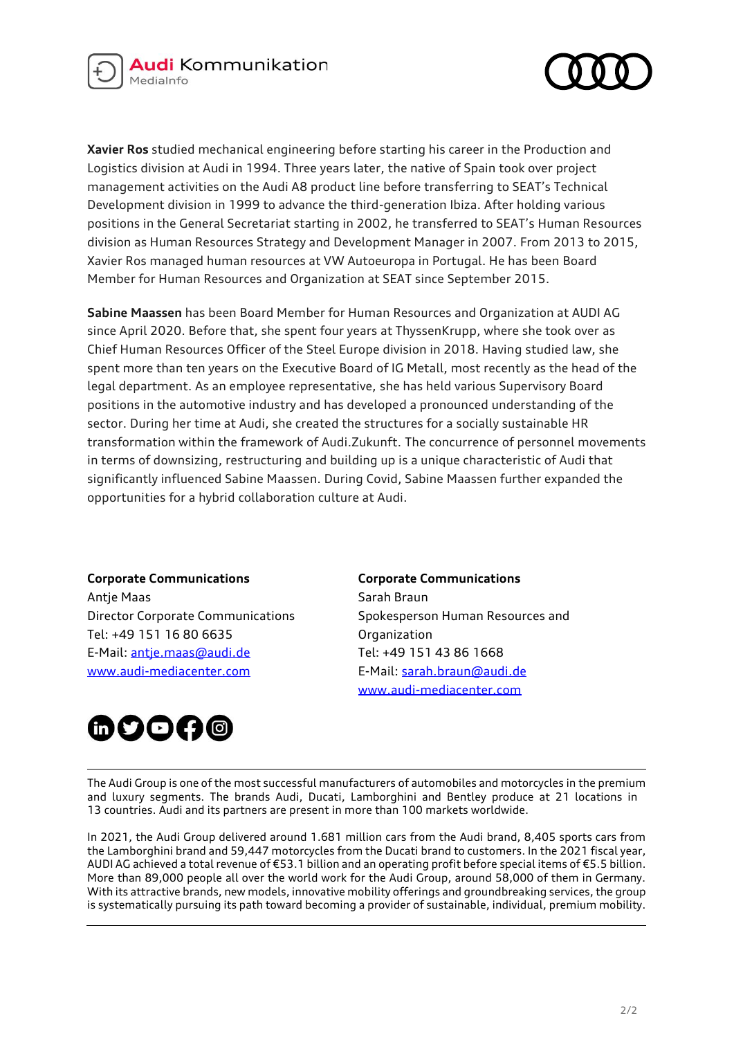**Xavier Ros** studied mechanical engineering before starting his career in the Production and Logistics division at Audi in 1994. Three years later, the native of Spain took over project management activities on the Audi A8 product line before transferring to SEAT's Technical Development division in 1999 to advance the third-generation Ibiza. After holding various positions in the General Secretariat starting in 2002, he transferred to SEAT's Human Resources division as Human Resources Strategy and Development Manager in 2007. From 2013 to 2015, Xavier Ros managed human resources at VW Autoeuropa in Portugal. He has been Board Member for Human Resources and Organization at SEAT since September 2015.

**Sabine Maassen** has been Board Member for Human Resources and Organization at AUDI AG since April 2020. Before that, she spent four years at ThyssenKrupp, where she took over as Chief Human Resources Officer of the Steel Europe division in 2018. Having studied law, she spent more than ten years on the Executive Board of IG Metall, most recently as the head of the legal department. As an employee representative, she has held various Supervisory Board positions in the automotive industry and has developed a pronounced understanding of the sector. During her time at Audi, she created the structures for a socially sustainable HR transformation within the framework of Audi.Zukunft. The concurrence of personnel movements in terms of downsizing, restructuring and building up is a unique characteristic of Audi that significantly influenced Sabine Maassen. During Covid, Sabine Maassen further expanded the opportunities for a hybrid collaboration culture at Audi.

**Corporate Communications**
Antje Maas
Director Corporate Communications
Tel: +49 151 16 80 6635
E-Mail: antje.maas@audi.de
www.audi-mediacenter.com

**Corporate Communications**
Sarah Braun
Spokesperson Human Resources and Organization
Tel: +49 151 43 86 1668
E-Mail: sarah.braun@audi.de
www.audi-mediacenter.com

---

The Audi Group is one of the most successful manufacturers of automobiles and motorcycles in the premium and luxury segments. The brands Audi, Ducati, Lamborghini and Bentley produce at 21 locations in 13 countries. Audi and its partners are present in more than 100 markets worldwide.

In 2021, the Audi Group delivered around 1.681 million cars from the Audi brand, 8,405 sports cars from the Lamborghini brand and 59,447 motorcycles from the Ducati brand to customers. In the 2021 fiscal year, AUDI AG achieved a total revenue of €53.1 billion and an operating profit before special items of €5.5 billion. More than 89,000 people all over the world work for the Audi Group, around 58,000 of them in Germany. With its attractive brands, new models, innovative mobility offerings and groundbreaking services, the group is systematically pursuing its path toward becoming a provider of sustainable, individual, premium mobility.

---